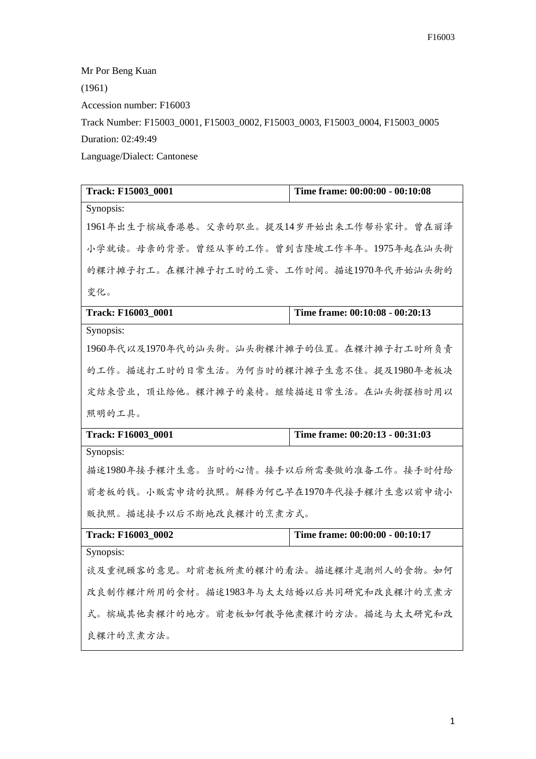Mr Por Beng Kuan

(1961)

Accession number: F16003

Track Number: F15003_0001, F15003_0002, F15003_0003, F15003_0004, F15003_0005

Duration: 02:49:49

Language/Dialect: Cantonese

| Track: F15003_0001 | Time frame: 00:00:00 - 00:10:08 |
|---|---|
| Synopsis:<br>1961年出生于槟城香港巷。父亲的职业。提及14岁开始出来工作帮补家计。曾在丽泽小学就读。母亲的背景。曾经从事的工作。曾到吉隆坡工作半年。1975年起在汕头街的粿汁摊子打工。在粿汁摊子打工时的工资、工作时间。描述1970年代开始汕头街的变化。 | |
| **Track: F16003_0001** | **Time frame: 00:10:08 - 00:20:13** |
| Synopsis:<br>1960年代以及1970年代的汕头街。汕头街粿汁摊子的位置。在粿汁摊子打工时所负责的工作。描述打工时的日常生活。为何当时的粿汁摊子生意不佳。提及1980年老板决定结束营业，顶让给他。粿汁摊子的桌椅。继续描述日常生活。在汕头街摆档时用以照明的工具。 | |
| **Track: F16003_0001** | **Time frame: 00:20:13 - 00:31:03** |
| Synopsis:<br>描述1980年接手粿汁生意。当时的心情。接手以后所需要做的准备工作。接手时付给前老板的钱。小贩需申请的执照。解释为何已早在1970年代接手粿汁生意以前申请小贩执照。描述接手以后不断地改良粿汁的烹煮方式。 | |
| **Track: F16003_0002** | **Time frame: 00:00:00 - 00:10:17** |
| Synopsis:<br>谈及重视顾客的意见。对前老板所煮的粿汁的看法。描述粿汁是潮州人的食物。如何改良制作粿汁所用的食材。描述1983年与太太结婚以后共同研究和改良粿汁的烹煮方式。槟城其他卖粿汁的地方。前老板如何教导他煮粿汁的方法。描述与太太研究和改良粿汁的烹煮方法。 | |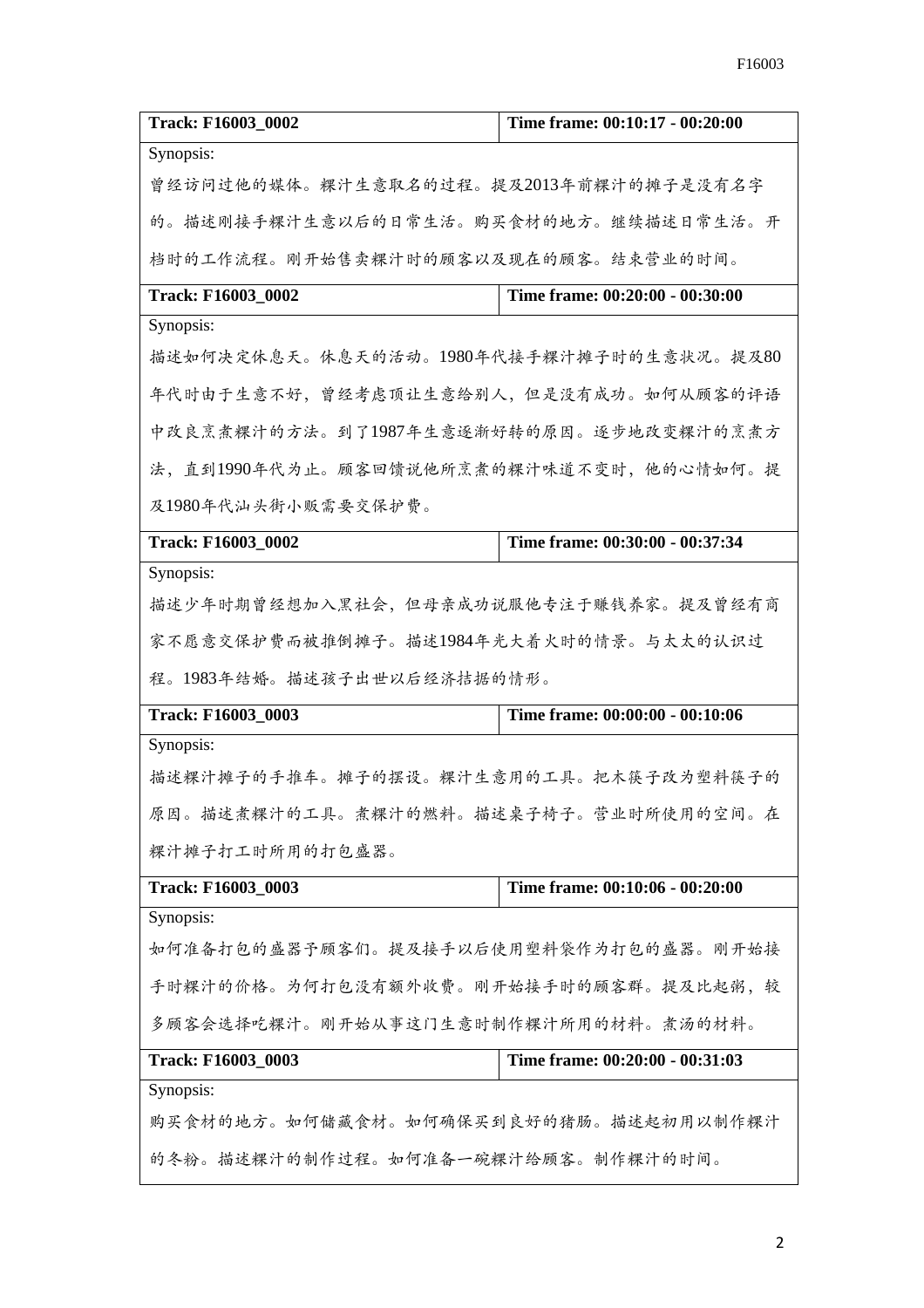| Track: F16003_0002 | Time frame: 00:10:17 - 00:20:00 |
| --- | --- |
| Synopsis:<br>曾经访问过他的媒体。粿汁生意取名的过程。提及2013年前粿汁的摊子是没有名字的。描述刚接手粿汁生意以后的日常生活。购买食材的地方。继续描述日常生活。开档时的工作流程。刚开始售卖粿汁时的顾客以及现在的顾客。结束营业的时间。 | |
| **Track: F16003_0002** | **Time frame: 00:20:00 - 00:30:00** |
| Synopsis:<br>描述如何决定休息天。休息天的活动。1980年代接手粿汁摊子时的生意状况。提及80年代时由于生意不好，曾经考虑顶让生意给别人，但是没有成功。如何从顾客的评语中改良烹煮粿汁的方法。到了1987年生意逐渐好转的原因。逐步地改变粿汁的烹煮方法，直到1990年代为止。顾客回馈说他所烹煮的粿汁味道不变时，他的心情如何。提及1980年代汕头街小贩需要交保护费。 | |
| **Track: F16003_0002** | **Time frame: 00:30:00 - 00:37:34** |
| Synopsis:<br>描述少年时期曾经想加入黑社会，但母亲成功说服他专注于赚钱养家。提及曾经有商家不愿意交保护费而被推倒摊子。描述1984年光大着火时的情景。与太太的认识过程。1983年结婚。描述孩子出世以后经济拮据的情形。 | |
| **Track: F16003_0003** | **Time frame: 00:00:00 - 00:10:06** |
| Synopsis:<br>描述粿汁摊子的手推车。摊子的摆设。粿汁生意用的工具。把木筷子改为塑料筷子的原因。描述煮粿汁的工具。煮粿汁的燃料。描述桌子椅子。营业时所使用的空间。在粿汁摊子打工时所用的打包盛器。 | |
| **Track: F16003_0003** | **Time frame: 00:10:06 - 00:20:00** |
| Synopsis:<br>如何准备打包的盛器予顾客们。提及接手以后使用塑料袋作为打包的盛器。刚开始接手时粿汁的价格。为何打包没有额外收费。刚开始接手时的顾客群。提及比起粥，较多顾客会选择吃粿汁。刚开始从事这门生意时制作粿汁所用的材料。煮汤的材料。 | |
| **Track: F16003_0003** | **Time frame: 00:20:00 - 00:31:03** |
| Synopsis:<br>购买食材的地方。如何储藏食材。如何确保买到良好的猪肠。描述起初用以制作粿汁的冬粉。描述粿汁的制作过程。如何准备一碗粿汁给顾客。制作粿汁的时间。 | |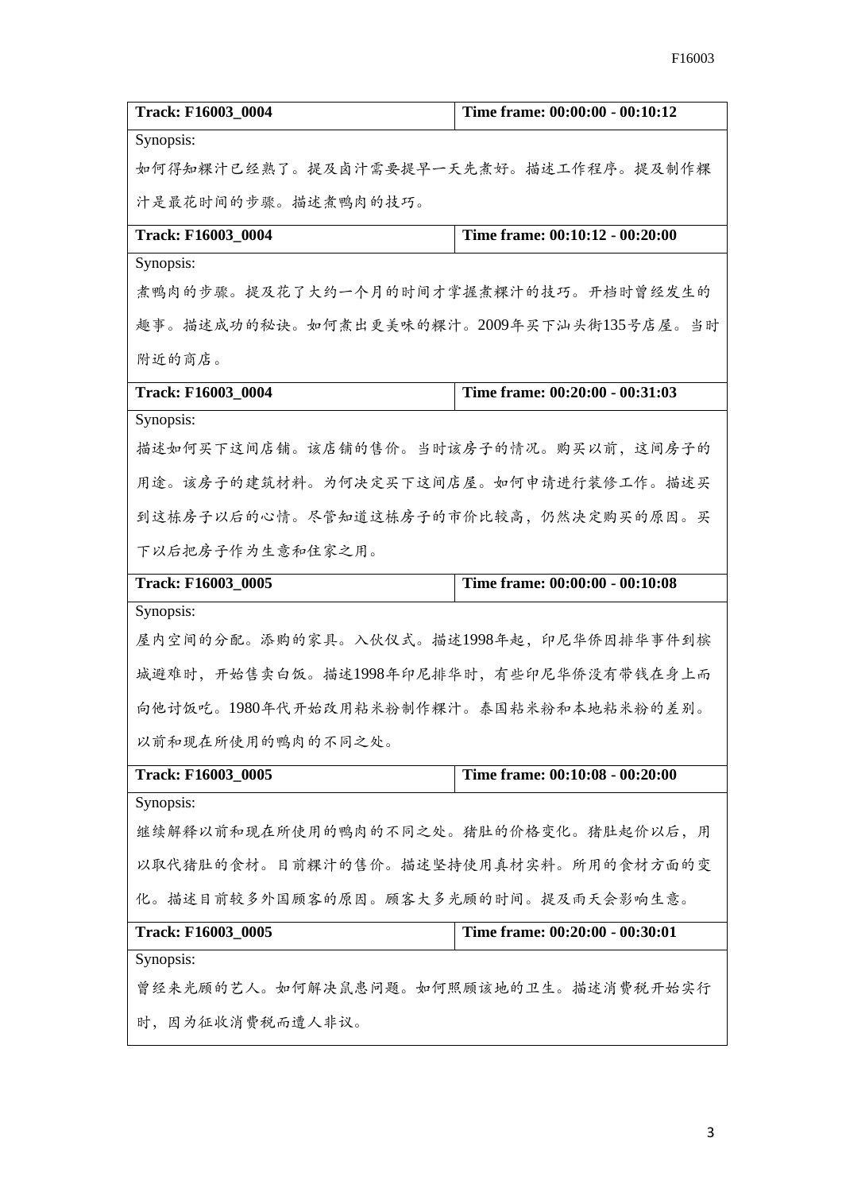| Track: F16003_0004 | Time frame: 00:00:00 - 00:10:12 |
| --- | --- |
| Synopsis: 如何得知粿汁已经熟了。提及卤汁需要提早一天先煮好。描述工作程序。提及制作粿汁是最花时间的步骤。描述煮鸭肉的技巧。 | |

| Track: F16003_0004 | Time frame: 00:10:12 - 00:20:00 |
| --- | --- |
| Synopsis: 煮鸭肉的步骤。提及花了大约一个月的时间才掌握煮粿汁的技巧。开档时曾经发生的趣事。描述成功的秘诀。如何煮出更美味的粿汁。2009年买下汕头街135号店屋。当时附近的商店。 | |

| Track: F16003_0004 | Time frame: 00:20:00 - 00:31:03 |
| --- | --- |
| Synopsis: 描述如何买下这间店铺。该店铺的售价。当时该房子的情况。购买以前，这间房子的用途。该房子的建筑材料。为何决定买下这间店屋。如何申请进行装修工作。描述买到这栋房子以后的心情。尽管知道这栋房子的市价比较高，仍然决定购买的原因。买下以后把房子作为生意和住家之用。 | |

| Track: F16003_0005 | Time frame: 00:00:00 - 00:10:08 |
| --- | --- |
| Synopsis: 屋内空间的分配。添购的家具。入伙仪式。描述1998年起，印尼华侨因排华事件到槟城避难时，开始售卖白饭。描述1998年印尼排华时，有些印尼华侨没有带钱在身上而向他讨饭吃。1980年代开始改用粘米粉制作粿汁。泰国粘米粉和本地粘米粉的差别。以前和现在所使用的鸭肉的不同之处。 | |

| Track: F16003_0005 | Time frame: 00:10:08 - 00:20:00 |
| --- | --- |
| Synopsis: 继续解释以前和现在所使用的鸭肉的不同之处。猪肚的价格变化。猪肚起价以后，用以取代猪肚的食材。目前粿汁的售价。描述坚持使用真材实料。所用的食材方面的变化。描述目前较多外国顾客的原因。顾客大多光顾的时间。提及雨天会影响生意。 | |

| Track: F16003_0005 | Time frame: 00:20:00 - 00:30:01 |
| --- | --- |
| Synopsis: 曾经来光顾的艺人。如何解决鼠患问题。如何照顾该地的卫生。描述消费税开始实行时，因为征收消费税而遭人非议。 | |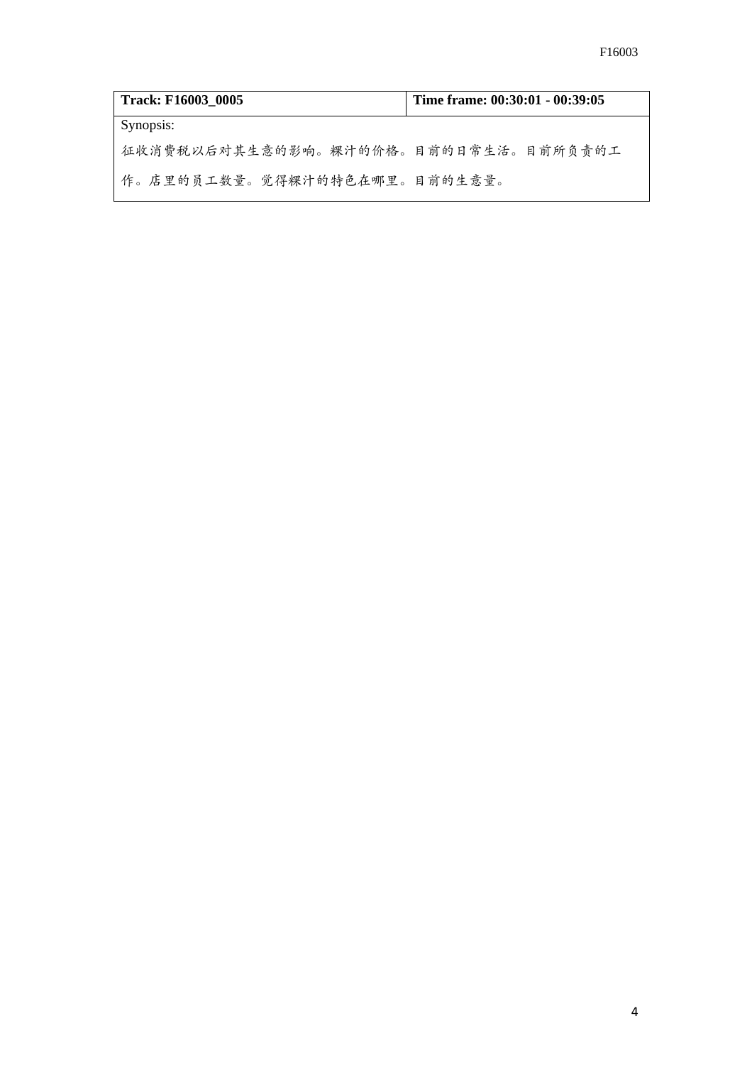| **Track: F16003_0005** | **Time frame: 00:30:01 - 00:39:05** |
|---|---|
| Synopsis: 征收消费税以后对其生意的影响。粿汁的价格。目前的日常生活。目前所负责的工作。店里的员工数量。觉得粿汁的特色在哪里。目前的生意量。 | |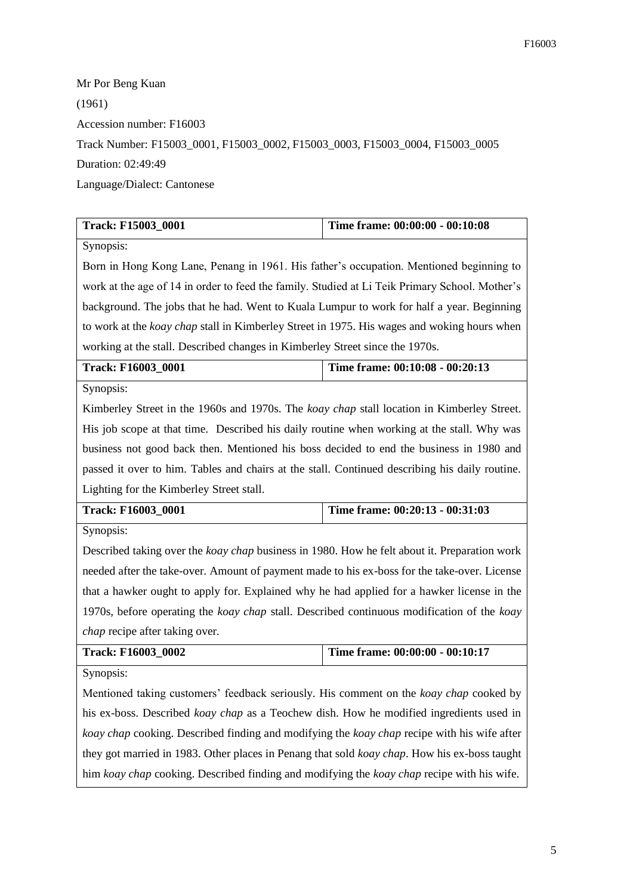Mr Por Beng Kuan

(1961)

Accession number: F16003

Track Number: F15003_0001, F15003_0002, F15003_0003, F15003_0004, F15003_0005

Duration: 02:49:49

Language/Dialect: Cantonese

| **Track: F15003_0001** | **Time frame: 00:00:00 - 00:10:08** |
|---|---|
| Synopsis:<br>Born in Hong Kong Lane, Penang in 1961. His father's occupation. Mentioned beginning to work at the age of 14 in order to feed the family. Studied at Li Teik Primary School. Mother's background. The jobs that he had. Went to Kuala Lumpur to work for half a year. Beginning to work at the *koay chap* stall in Kimberley Street in 1975. His wages and woking hours when working at the stall. Described changes in Kimberley Street since the 1970s. | |
| **Track: F16003_0001** | **Time frame: 00:10:08 - 00:20:13** |
| Synopsis:<br>Kimberley Street in the 1960s and 1970s. The *koay chap* stall location in Kimberley Street. His job scope at that time. Described his daily routine when working at the stall. Why was business not good back then. Mentioned his boss decided to end the business in 1980 and passed it over to him. Tables and chairs at the stall. Continued describing his daily routine. Lighting for the Kimberley Street stall. | |
| **Track: F16003_0001** | **Time frame: 00:20:13 - 00:31:03** |
| Synopsis:<br>Described taking over the *koay chap* business in 1980. How he felt about it. Preparation work needed after the take-over. Amount of payment made to his ex-boss for the take-over. License that a hawker ought to apply for. Explained why he had applied for a hawker license in the 1970s, before operating the *koay chap* stall. Described continuous modification of the *koay chap* recipe after taking over. | |
| **Track: F16003_0002** | **Time frame: 00:00:00 - 00:10:17** |
| Synopsis:<br>Mentioned taking customers' feedback seriously. His comment on the *koay chap* cooked by his ex-boss. Described *koay chap* as a Teochew dish. How he modified ingredients used in *koay chap* cooking. Described finding and modifying the *koay chap* recipe with his wife after they got married in 1983. Other places in Penang that sold *koay chap*. How his ex-boss taught him *koay chap* cooking. Described finding and modifying the *koay chap* recipe with his wife. | |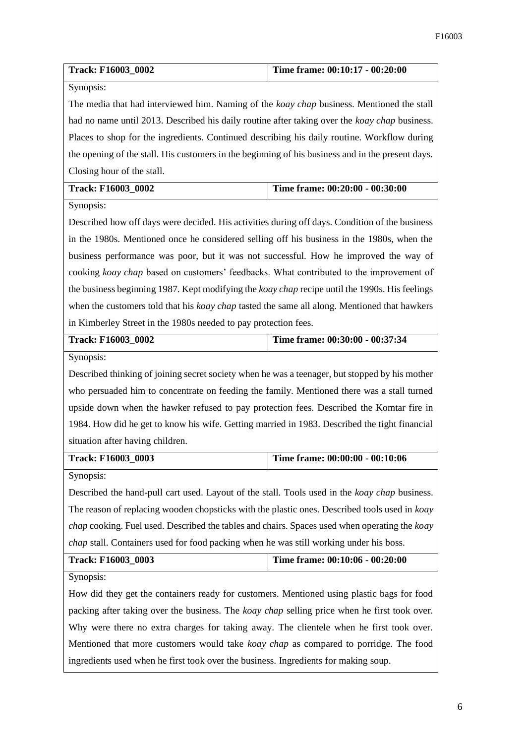| Track: F16003_0002 | Time frame: 00:10:17 - 00:20:00 |
|---|---|
| Synopsis: The media that had interviewed him. Naming of the *koay chap* business. Mentioned the stall had no name until 2013. Described his daily routine after taking over the *koay chap* business. Places to shop for the ingredients. Continued describing his daily routine. Workflow during the opening of the stall. His customers in the beginning of his business and in the present days. Closing hour of the stall. | |

| Track: F16003_0002 | Time frame: 00:20:00 - 00:30:00 |
|---|---|
| Synopsis: Described how off days were decided. His activities during off days. Condition of the business in the 1980s. Mentioned once he considered selling off his business in the 1980s, when the business performance was poor, but it was not successful. How he improved the way of cooking *koay chap* based on customers' feedbacks. What contributed to the improvement of the business beginning 1987. Kept modifying the *koay chap* recipe until the 1990s. His feelings when the customers told that his *koay chap* tasted the same all along. Mentioned that hawkers in Kimberley Street in the 1980s needed to pay protection fees. | |

| Track: F16003_0002 | Time frame: 00:30:00 - 00:37:34 |
|---|---|
| Synopsis: Described thinking of joining secret society when he was a teenager, but stopped by his mother who persuaded him to concentrate on feeding the family. Mentioned there was a stall turned upside down when the hawker refused to pay protection fees. Described the Komtar fire in 1984. How did he get to know his wife. Getting married in 1983. Described the tight financial situation after having children. | |

| Track: F16003_0003 | Time frame: 00:00:00 - 00:10:06 |
|---|---|
| Synopsis: Described the hand-pull cart used. Layout of the stall. Tools used in the *koay chap* business. The reason of replacing wooden chopsticks with the plastic ones. Described tools used in *koay chap* cooking. Fuel used. Described the tables and chairs. Spaces used when operating the *koay chap* stall. Containers used for food packing when he was still working under his boss. | |

| Track: F16003_0003 | Time frame: 00:10:06 - 00:20:00 |
|---|---|
| Synopsis: How did they get the containers ready for customers. Mentioned using plastic bags for food packing after taking over the business. The *koay chap* selling price when he first took over. Why were there no extra charges for taking away. The clientele when he first took over. Mentioned that more customers would take *koay chap* as compared to porridge. The food ingredients used when he first took over the business. Ingredients for making soup. | |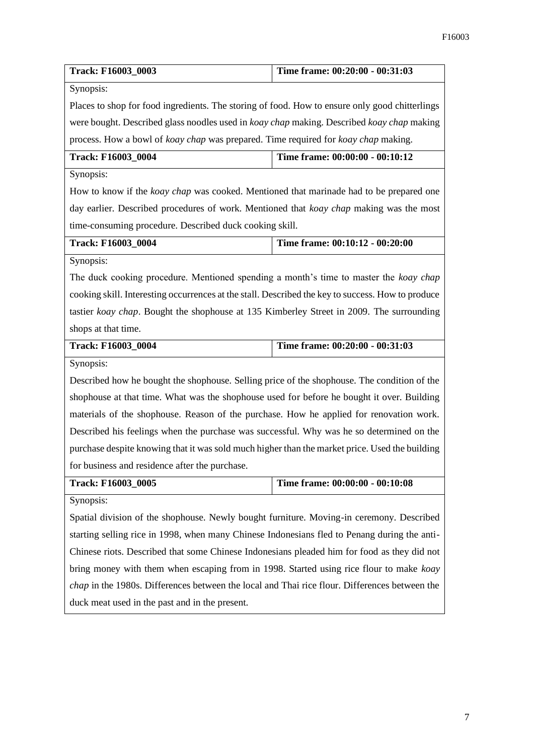| **Track: F16003_0003** | **Time frame: 00:20:00 - 00:31:03** |
|---|---|
| Synopsis: | |
| Places to shop for food ingredients. The storing of food. How to ensure only good chitterlings were bought. Described glass noodles used in *koay chap* making. Described *koay chap* making process. How a bowl of *koay chap* was prepared. Time required for *koay chap* making. | |
| **Track: F16003_0004** | **Time frame: 00:00:00 - 00:10:12** |
| Synopsis: | |
| How to know if the *koay chap* was cooked. Mentioned that marinade had to be prepared one day earlier. Described procedures of work. Mentioned that *koay chap* making was the most time-consuming procedure. Described duck cooking skill. | |
| **Track: F16003_0004** | **Time frame: 00:10:12 - 00:20:00** |
| Synopsis: | |
| The duck cooking procedure. Mentioned spending a month's time to master the *koay chap* cooking skill. Interesting occurrences at the stall. Described the key to success. How to produce tastier *koay chap*. Bought the shophouse at 135 Kimberley Street in 2009. The surrounding shops at that time. | |
| **Track: F16003_0004** | **Time frame: 00:20:00 - 00:31:03** |
| Synopsis: | |
| Described how he bought the shophouse. Selling price of the shophouse. The condition of the shophouse at that time. What was the shophouse used for before he bought it over. Building materials of the shophouse. Reason of the purchase. How he applied for renovation work. Described his feelings when the purchase was successful. Why was he so determined on the purchase despite knowing that it was sold much higher than the market price. Used the building for business and residence after the purchase. | |
| **Track: F16003_0005** | **Time frame: 00:00:00 - 00:10:08** |
| Synopsis: | |
| Spatial division of the shophouse. Newly bought furniture. Moving-in ceremony. Described starting selling rice in 1998, when many Chinese Indonesians fled to Penang during the anti-Chinese riots. Described that some Chinese Indonesians pleaded him for food as they did not bring money with them when escaping from in 1998. Started using rice flour to make *koay chap* in the 1980s. Differences between the local and Thai rice flour. Differences between the duck meat used in the past and in the present. | |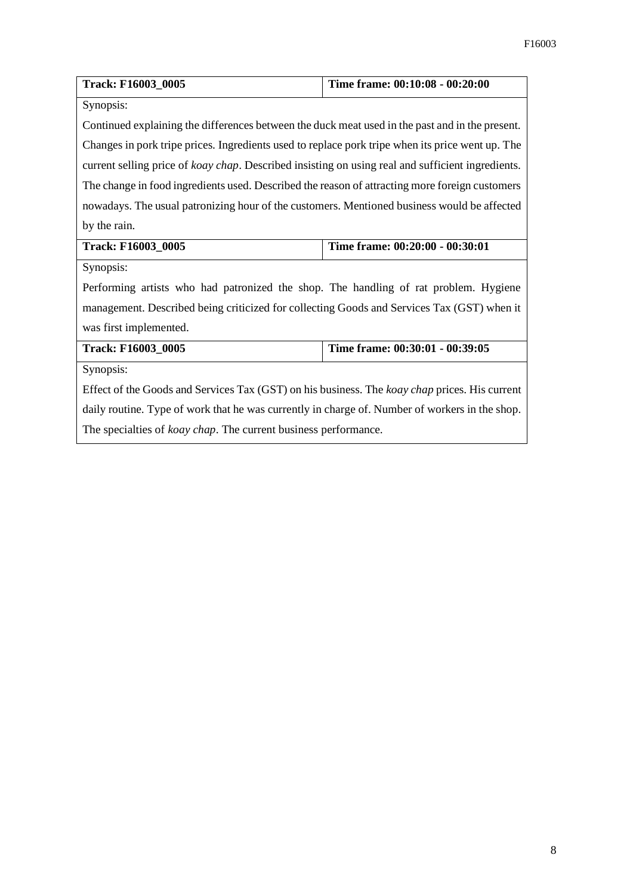| **Track: F16003_0005** | **Time frame: 00:10:08 - 00:20:00** |
|---|---|
| Synopsis: | |
| Continued explaining the differences between the duck meat used in the past and in the present. Changes in pork tripe prices. Ingredients used to replace pork tripe when its price went up. The current selling price of *koay chap*. Described insisting on using real and sufficient ingredients. The change in food ingredients used. Described the reason of attracting more foreign customers nowadays. The usual patronizing hour of the customers. Mentioned business would be affected by the rain. | |
| **Track: F16003_0005** | **Time frame: 00:20:00 - 00:30:01** |
| Synopsis: | |
| Performing artists who had patronized the shop. The handling of rat problem. Hygiene management. Described being criticized for collecting Goods and Services Tax (GST) when it was first implemented. | |
| **Track: F16003_0005** | **Time frame: 00:30:01 - 00:39:05** |
| Synopsis: | |
| Effect of the Goods and Services Tax (GST) on his business. The *koay chap* prices. His current daily routine. Type of work that he was currently in charge of. Number of workers in the shop. The specialties of *koay chap*. The current business performance. | |